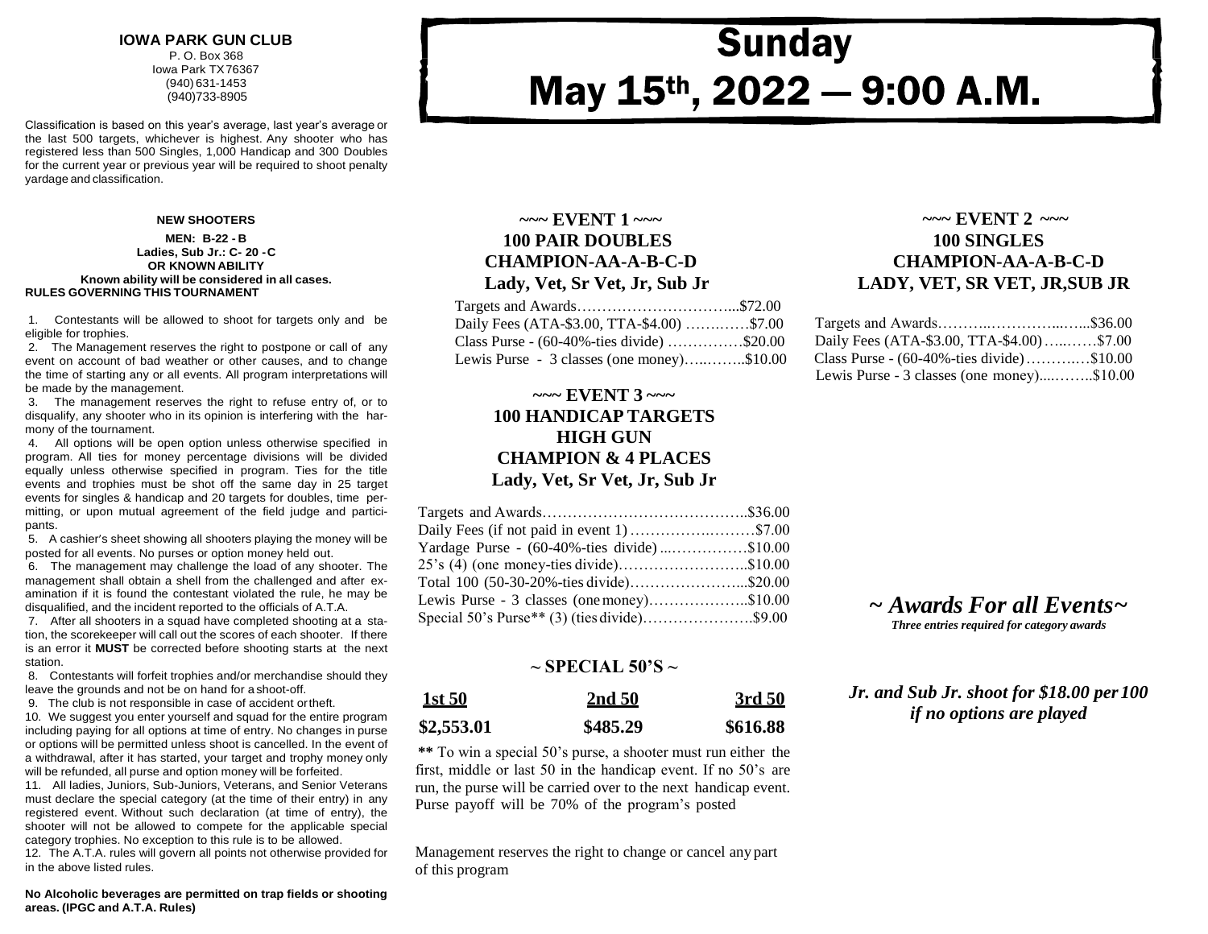**IOWA PARK GUN CLUB**
P. O. Box 368
Iowa Park TX 76367
(940) 631-1453
(940)733-8905

Classification is based on this year's average, last year's average or the last 500 targets, whichever is highest. Any shooter who has registered less than 500 Singles, 1,000 Handicap and 300 Doubles for the current year or previous year will be required to shoot penalty yardage and classification.

**NEW SHOOTERS**

**MEN: B-22 - B**
**Ladies, Sub Jr.: C- 20 - C**
**OR KNOWN ABILITY**
**Known ability will be considered in all cases.**

**RULES GOVERNING THIS TOURNAMENT**

1. Contestants will be allowed to shoot for targets only and be eligible for trophies.
2. The Management reserves the right to postpone or call of any event on account of bad weather or other causes, and to change the time of starting any or all events. All program interpretations will be made by the management.
3. The management reserves the right to refuse entry of, or to disqualify, any shooter who in its opinion is interfering with the harmony of the tournament.
4. All options will be open option unless otherwise specified in program. All ties for money percentage divisions will be divided equally unless otherwise specified in program. Ties for the title events and trophies must be shot off the same day in 25 target events for singles & handicap and 20 targets for doubles, time permitting, or upon mutual agreement of the field judge and participants.
5. A cashier's sheet showing all shooters playing the money will be posted for all events. No purses or option money held out.
6. The management may challenge the load of any shooter. The management shall obtain a shell from the challenged and after examination if it is found the contestant violated the rule, he may be disqualified, and the incident reported to the officials of A.T.A.
7. After all shooters in a squad have completed shooting at a station, the scorekeeper will call out the scores of each shooter. If there is an error it **MUST** be corrected before shooting starts at the next station.
8. Contestants will forfeit trophies and/or merchandise should they leave the grounds and not be on hand for a shoot-off.
9. The club is not responsible in case of accident or theft.
10. We suggest you enter yourself and squad for the entire program including paying for all options at time of entry. No changes in purse or options will be permitted unless shoot is cancelled. In the event of a withdrawal, after it has started, your target and trophy money only will be refunded, all purse and option money will be forfeited.
11. All ladies, Juniors, Sub-Juniors, Veterans, and Senior Veterans must declare the special category (at the time of their entry) in any registered event. Without such declaration (at time of entry), the shooter will not be allowed to compete for the applicable special category trophies. No exception to this rule is to be allowed.
12. The A.T.A. rules will govern all points not otherwise provided for in the above listed rules.

**No Alcoholic beverages are permitted on trap fields or shooting areas. (IPGC and A.T.A. Rules)**

# Sunday
# May 15th, 2022 — 9:00 A.M.

## ~~~ EVENT 1 ~~~
### 100 PAIR DOUBLES
### CHAMPION-AA-A-B-C-D
### Lady, Vet, Sr Vet, Jr, Sub Jr

Targets and Awards..............................$72.00
Daily Fees (ATA-$3.00, TTA-$4.00) ...............$7.00
Class Purse - (60-40%-ties divide) ..............$20.00
Lewis Purse - 3 classes (one money)..............$10.00

## ~~~ EVENT 3 ~~~
### 100 HANDICAP TARGETS
### HIGH GUN
### CHAMPION & 4 PLACES
### Lady, Vet, Sr Vet, Jr, Sub Jr

Targets and Awards..............................$36.00
Daily Fees (if not paid in event 1)..............$7.00
Yardage Purse - (60-40%-ties divide).............$10.00
25's (4) (one money-ties divide).................$10.00
Total 100 (50-30-20%-ties divide)................$20.00
Lewis Purse - 3 classes (one money)..............$10.00
Special 50's Purse** (3) (ties divide)...........$9.00

## ~ SPECIAL 50'S ~

| 1st 50 | 2nd 50 | 3rd 50 |
|---|---|---|
| $2,553.01 | $485.29 | $616.88 |

**\*\*** To win a special 50's purse, a shooter must run either the first, middle or last 50 in the handicap event. If no 50's are run, the purse will be carried over to the next handicap event. Purse payoff will be 70% of the program's posted

Management reserves the right to change or cancel any part of this program

## ~~~ EVENT 2 ~~~
### 100 SINGLES
### CHAMPION-AA-A-B-C-D
### LADY, VET, SR VET, JR,SUB JR

Targets and Awards..............................$36.00
Daily Fees (ATA-$3.00, TTA-$4.00)................$7.00
Class Purse - (60-40%-ties divide)...............$10.00
Lewis Purse - 3 classes (one money)..............$10.00

## *~ Awards For all Events~*
*Three entries required for category awards*

### *Jr. and Sub Jr. shoot for $18.00 per 100 if no options are played*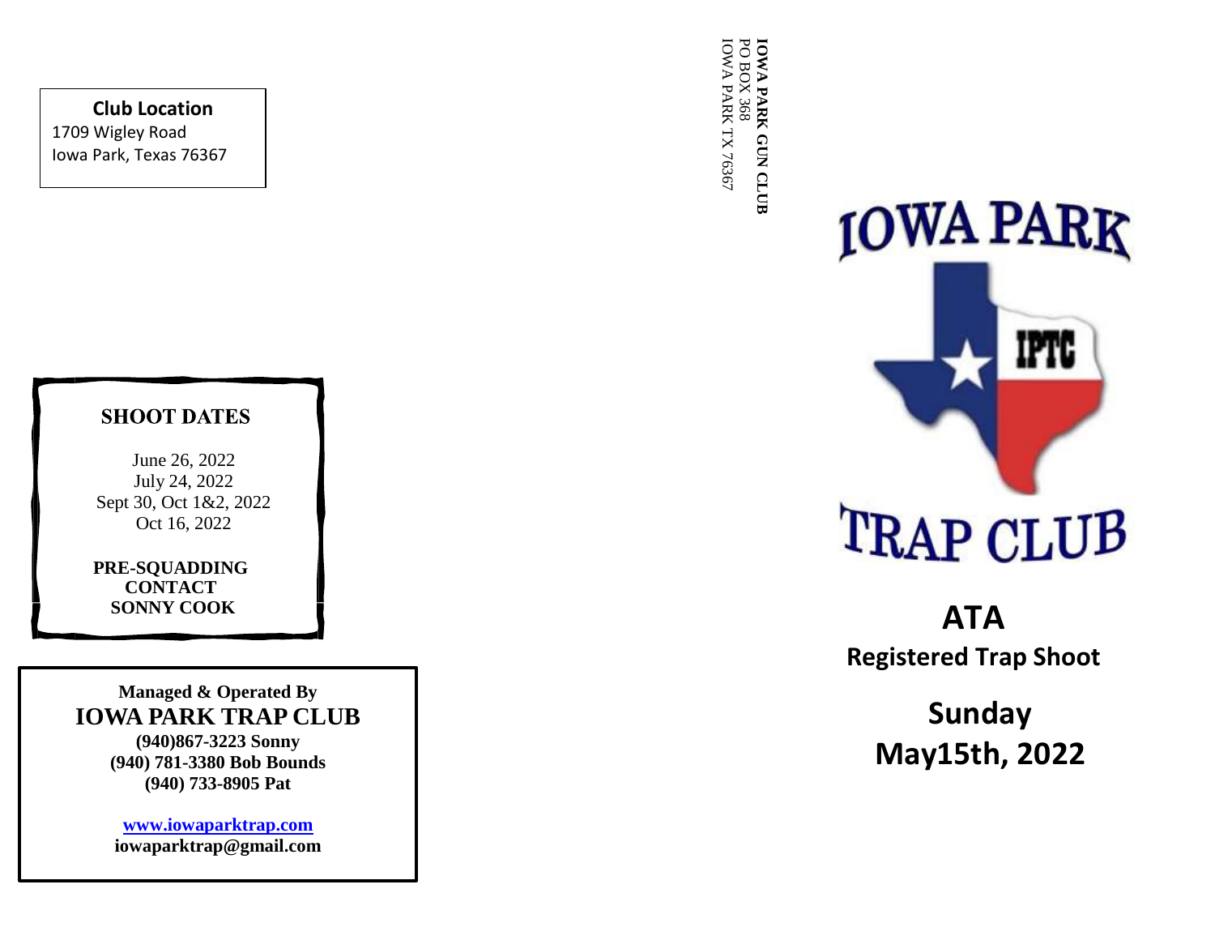**Club Location**
1709 Wigley Road
Iowa Park, Texas 76367

## SHOOT DATES

June 26, 2022
July 24, 2022
Sept 30, Oct 1&2, 2022
Oct 16, 2022

**PRE-SQUADDING CONTACT SONNY COOK**

**Managed & Operated By**
**IOWA PARK TRAP CLUB**
**(940)867-3223 Sonny**
**(940) 781-3380 Bob Bounds**
**(940) 733-8905 Pat**

**www.iowaparktrap.com**
**iowaparktrap@gmail.com**

**IOWA PARK GUN CLUB**
PO BOX 368
IOWA PARK TX 76367

# IOWA PARK

IPTC

# TRAP CLUB

## ATA
**Registered Trap Shoot**

## Sunday May15th, 2022